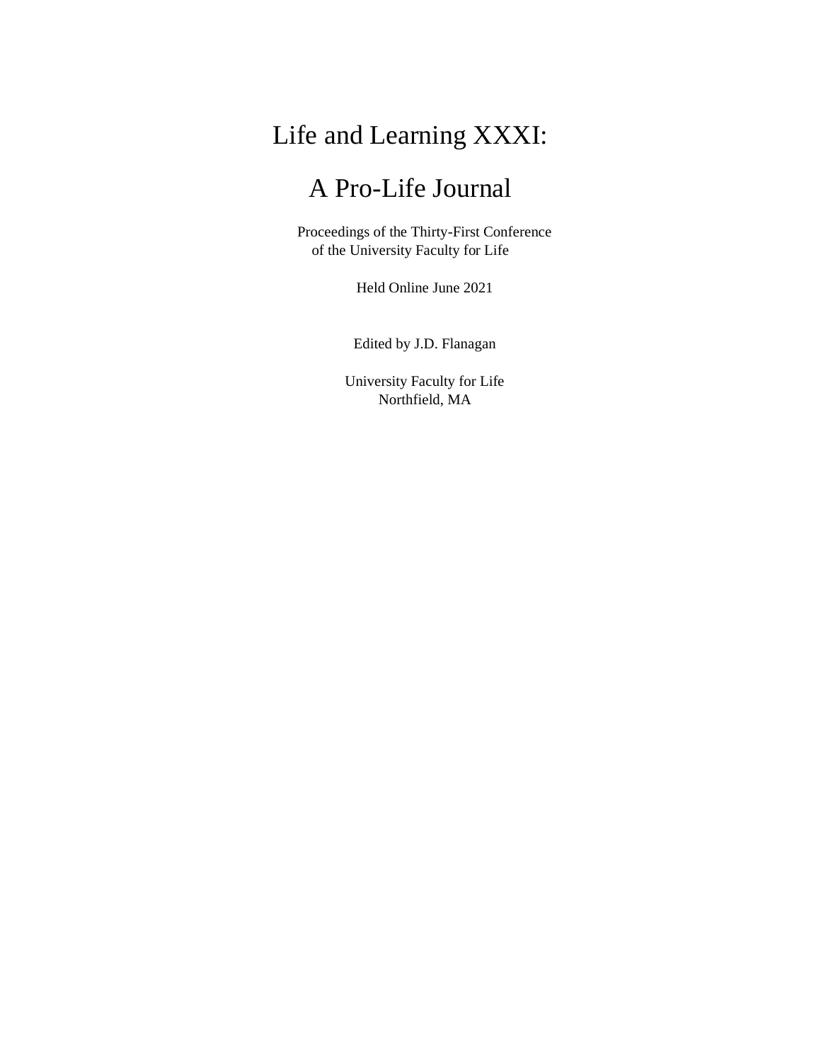# Life and Learning XXXI:

# A Pro-Life Journal

Proceedings of the Thirty-First Conference
of the University Faculty for Life

Held Online June 2021

Edited by J.D. Flanagan

University Faculty for Life
Northfield, MA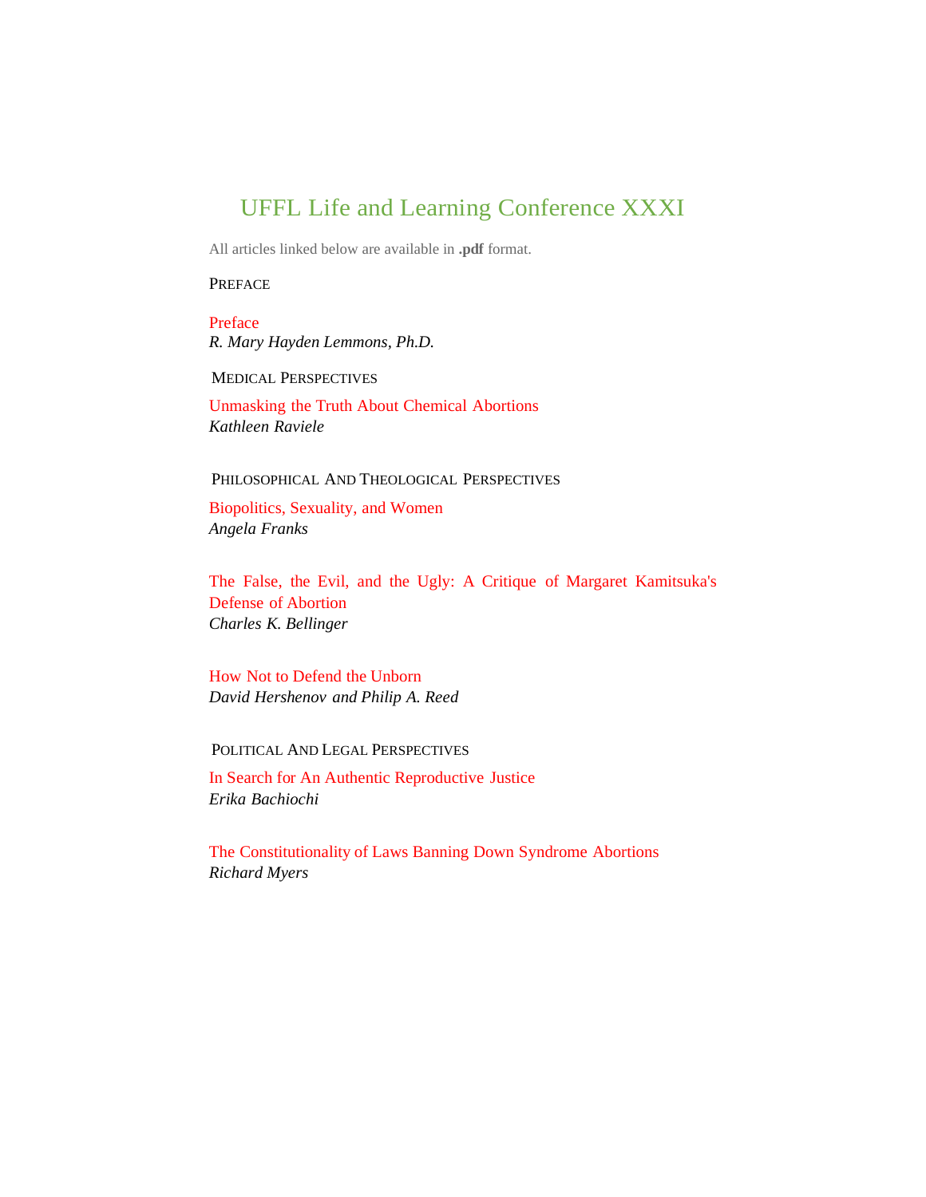# UFFL Life and Learning Conference XXXI

All articles linked below are available in **.pdf** format.

## Preface

Preface
*R. Mary Hayden Lemmons, Ph.D.*

## Medical Perspectives

Unmasking the Truth About Chemical Abortions
*Kathleen Raviele*

## Philosophical And Theological Perspectives

Biopolitics, Sexuality, and Women
*Angela Franks*

The False, the Evil, and the Ugly: A Critique of Margaret Kamitsuka's Defense of Abortion
*Charles K. Bellinger*

How Not to Defend the Unborn
*David Hershenov and Philip A. Reed*

## Political And Legal Perspectives

In Search for An Authentic Reproductive Justice
*Erika Bachiochi*

The Constitutionality of Laws Banning Down Syndrome Abortions
*Richard Myers*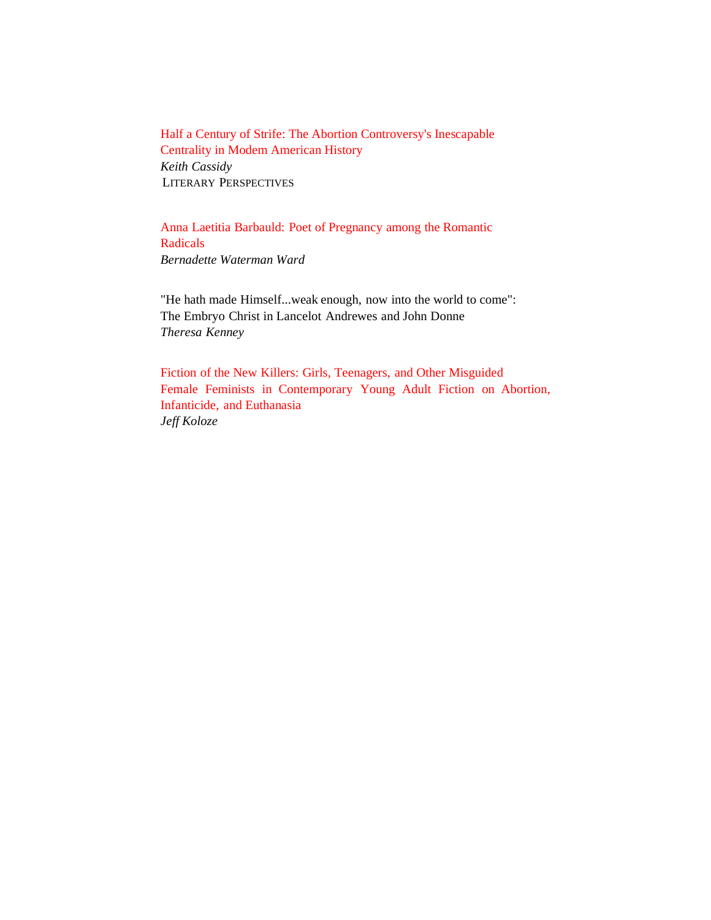Half a Century of Strife: The Abortion Controversy's Inescapable Centrality in Modem American History
*Keith Cassidy*

## LITERARY PERSPECTIVES

Anna Laetitia Barbauld: Poet of Pregnancy among the Romantic Radicals
*Bernadette Waterman Ward*

"He hath made Himself...weak enough, now into the world to come": The Embryo Christ in Lancelot Andrewes and John Donne
*Theresa Kenney*

Fiction of the New Killers: Girls, Teenagers, and Other Misguided Female Feminists in Contemporary Young Adult Fiction on Abortion, Infanticide, and Euthanasia
*Jeff Koloze*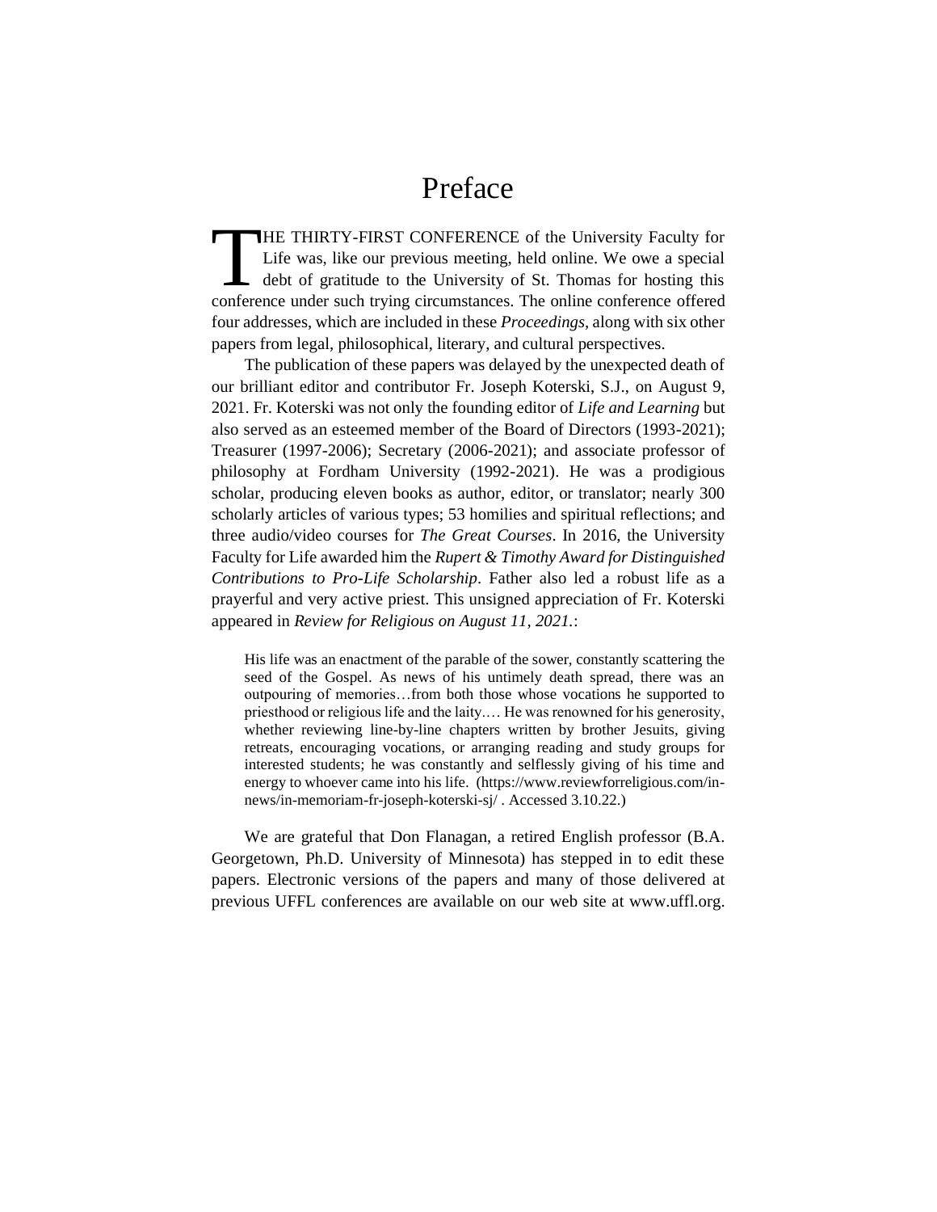# Preface

THE THIRTY-FIRST CONFERENCE of the University Faculty for Life was, like our previous meeting, held online. We owe a special debt of gratitude to the University of St. Thomas for hosting this conference under such trying circumstances. The online conference offered four addresses, which are included in these *Proceedings*, along with six other papers from legal, philosophical, literary, and cultural perspectives.

The publication of these papers was delayed by the unexpected death of our brilliant editor and contributor Fr. Joseph Koterski, S.J., on August 9, 2021. Fr. Koterski was not only the founding editor of *Life and Learning* but also served as an esteemed member of the Board of Directors (1993-2021); Treasurer (1997-2006); Secretary (2006-2021); and associate professor of philosophy at Fordham University (1992-2021). He was a prodigious scholar, producing eleven books as author, editor, or translator; nearly 300 scholarly articles of various types; 53 homilies and spiritual reflections; and three audio/video courses for *The Great Courses*. In 2016, the University Faculty for Life awarded him the *Rupert & Timothy Award for Distinguished Contributions to Pro-Life Scholarship*. Father also led a robust life as a prayerful and very active priest. This unsigned appreciation of Fr. Koterski appeared in *Review for Religious on August 11, 2021.*:

> His life was an enactment of the parable of the sower, constantly scattering the seed of the Gospel. As news of his untimely death spread, there was an outpouring of memories…from both those whose vocations he supported to priesthood or religious life and the laity.… He was renowned for his generosity, whether reviewing line-by-line chapters written by brother Jesuits, giving retreats, encouraging vocations, or arranging reading and study groups for interested students; he was constantly and selflessly giving of his time and energy to whoever came into his life. (https://www.reviewforreligious.com/in-news/in-memoriam-fr-joseph-koterski-sj/ . Accessed 3.10.22.)

We are grateful that Don Flanagan, a retired English professor (B.A. Georgetown, Ph.D. University of Minnesota) has stepped in to edit these papers. Electronic versions of the papers and many of those delivered at previous UFFL conferences are available on our web site at www.uffl.org.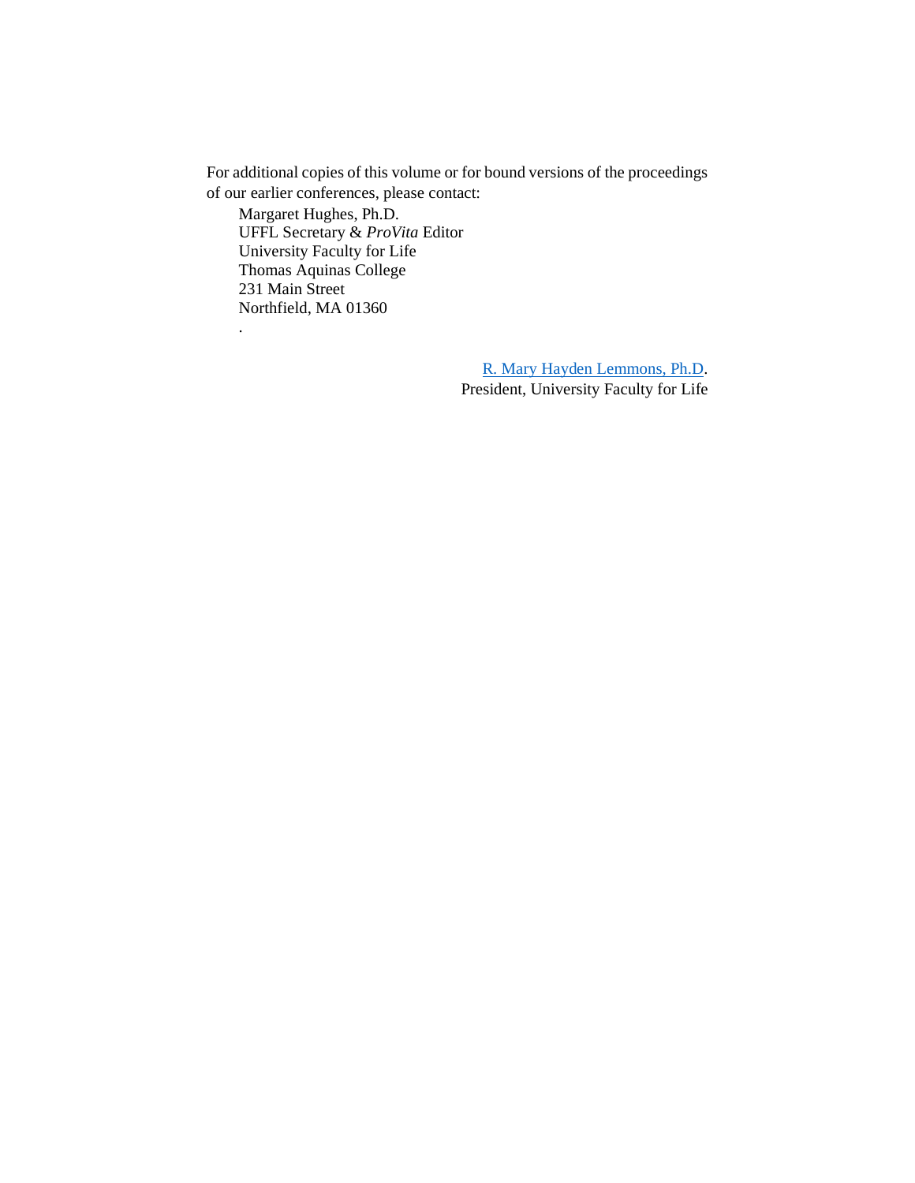For additional copies of this volume or for bound versions of the proceedings of our earlier conferences, please contact:

Margaret Hughes, Ph.D.
UFFL Secretary & *ProVita* Editor
University Faculty for Life
Thomas Aquinas College
231 Main Street
Northfield, MA 01360
.

R. Mary Hayden Lemmons, Ph.D.
President, University Faculty for Life